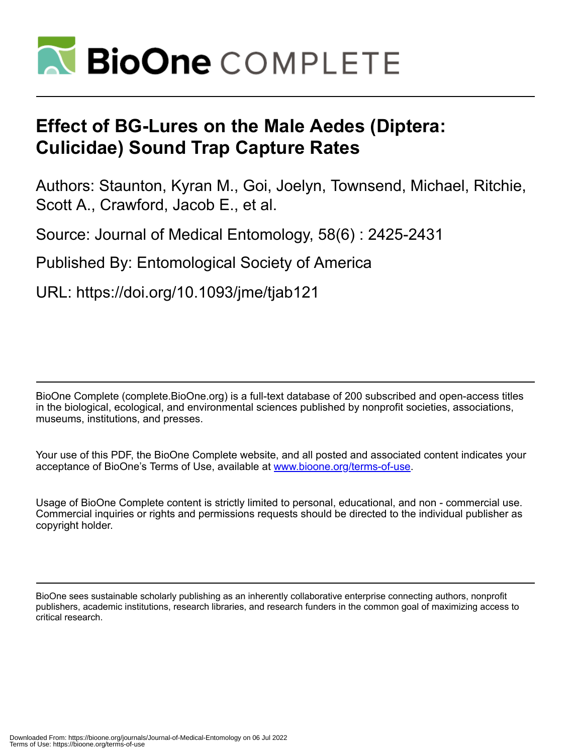# Effect of BG-Lures on the Male Aedes (Diptera: Culicidae) Sound Trap Capture Rates

Authors: Staunton, Kyran M., Goi, Joelyn, Townsend, Michael, Ritchie, Scott A., Crawford, Jacob E., et al.

Source: Journal of Medical Entomology, 58(6) : 2425-2431

Published By: Entomological Society of America

URL: https://doi.org/10.1093/jme/tjab121

BioOne Complete (complete.BioOne.org) is a full-text database of 200 subscribed and open-access titles in the biological, ecological, and environmental sciences published by nonprofit societies, associations, museums, institutions, and presses.

Your use of this PDF, the BioOne Complete website, and all posted and associated content indicates your acceptance of BioOne's Terms of Use, available at www.bioone.org/terms-of-use.

Usage of BioOne Complete content is strictly limited to personal, educational, and non - commercial use. Commercial inquiries or rights and permissions requests should be directed to the individual publisher as copyright holder.

BioOne sees sustainable scholarly publishing as an inherently collaborative enterprise connecting authors, nonprofit publishers, academic institutions, research libraries, and research funders in the common goal of maximizing access to critical research.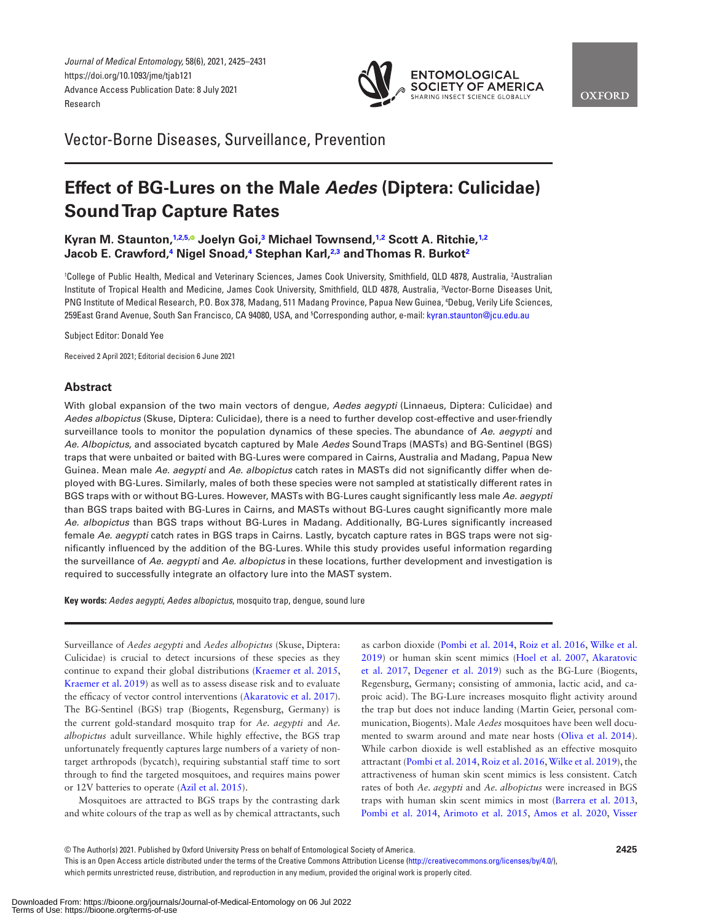Journal of Medical Entomology, 58(6), 2021, 2425–2431
https://doi.org/10.1093/jme/tjab121
Advance Access Publication Date: 8 July 2021
Research

Vector-Borne Diseases, Surveillance, Prevention

# Effect of BG-Lures on the Male *Aedes* (Diptera: Culicidae) Sound Trap Capture Rates

**Kyran M. Staunton,[1,2,5] Joelyn Goi,[3] Michael Townsend,[1,2] Scott A. Ritchie,[1,2] Jacob E. Crawford,[4] Nigel Snoad,[4] Stephan Karl,[2,3] and Thomas R. Burkot[2]**

[1]College of Public Health, Medical and Veterinary Sciences, James Cook University, Smithfield, QLD 4878, Australia, [2]Australian Institute of Tropical Health and Medicine, James Cook University, Smithfield, QLD 4878, Australia, [3]Vector-Borne Diseases Unit, PNG Institute of Medical Research, P.O. Box 378, Madang, 511 Madang Province, Papua New Guinea, [4]Debug, Verily Life Sciences, 259East Grand Avenue, South San Francisco, CA 94080, USA, and [5]Corresponding author, e-mail: kyran.staunton@jcu.edu.au

Subject Editor: Donald Yee

Received 2 April 2021; Editorial decision 6 June 2021

## Abstract

With global expansion of the two main vectors of dengue, *Aedes aegypti* (Linnaeus, Diptera: Culicidae) and *Aedes albopictus* (Skuse, Diptera: Culicidae), there is a need to further develop cost-effective and user-friendly surveillance tools to monitor the population dynamics of these species. The abundance of *Ae. aegypti* and *Ae. Albopictus,* and associated bycatch captured by Male *Aedes* Sound Traps (MASTs) and BG-Sentinel (BGS) traps that were unbaited or baited with BG-Lures were compared in Cairns, Australia and Madang, Papua New Guinea. Mean male *Ae. aegypti* and *Ae. albopictus* catch rates in MASTs did not significantly differ when deployed with BG-Lures. Similarly, males of both these species were not sampled at statistically different rates in BGS traps with or without BG-Lures. However, MASTs with BG-Lures caught significantly less male *Ae. aegypti* than BGS traps baited with BG-Lures in Cairns, and MASTs without BG-Lures caught significantly more male *Ae. albopictus* than BGS traps without BG-Lures in Madang. Additionally, BG-Lures significantly increased female *Ae. aegypti* catch rates in BGS traps in Cairns. Lastly, bycatch capture rates in BGS traps were not significantly influenced by the addition of the BG-Lures. While this study provides useful information regarding the surveillance of *Ae. aegypti* and *Ae. albopictus* in these locations, further development and investigation is required to successfully integrate an olfactory lure into the MAST system.

**Key words:** *Aedes aegypti*, *Aedes albopictus*, mosquito trap, dengue, sound lure

Surveillance of *Aedes aegypti* and *Aedes albopictus* (Skuse, Diptera: Culicidae) is crucial to detect incursions of these species as they continue to expand their global distributions (Kraemer et al. 2015, Kraemer et al. 2019) as well as to assess disease risk and to evaluate the efficacy of vector control interventions (Akaratovic et al. 2017). The BG-Sentinel (BGS) trap (Biogents, Regensburg, Germany) is the current gold-standard mosquito trap for *Ae. aegypti* and *Ae. albopictus* adult surveillance. While highly effective, the BGS trap unfortunately frequently captures large numbers of a variety of non-target arthropods (bycatch), requiring substantial staff time to sort through to find the targeted mosquitoes, and requires mains power or 12V batteries to operate (Azil et al. 2015).

Mosquitoes are attracted to BGS traps by the contrasting dark and white colours of the trap as well as by chemical attractants, such as carbon dioxide (Pombi et al. 2014, Roiz et al. 2016, Wilke et al. 2019) or human skin scent mimics (Hoel et al. 2007, Akaratovic et al. 2017, Degener et al. 2019) such as the BG-Lure (Biogents, Regensburg, Germany; consisting of ammonia, lactic acid, and caproic acid). The BG-Lure increases mosquito flight activity around the trap but does not induce landing (Martin Geier, personal communication, Biogents). Male *Aedes* mosquitoes have been well documented to swarm around and mate near hosts (Oliva et al. 2014). While carbon dioxide is well established as an effective mosquito attractant (Pombi et al. 2014, Roiz et al. 2016, Wilke et al. 2019), the attractiveness of human skin scent mimics is less consistent. Catch rates of both *Ae. aegypti* and *Ae. albopictus* were increased in BGS traps with human skin scent mimics in most (Barrera et al. 2013, Pombi et al. 2014, Arimoto et al. 2015, Amos et al. 2020, Visser

© The Author(s) 2021. Published by Oxford University Press on behalf of Entomological Society of America.
This is an Open Access article distributed under the terms of the Creative Commons Attribution License (http://creativecommons.org/licenses/by/4.0/), which permits unrestricted reuse, distribution, and reproduction in any medium, provided the original work is properly cited.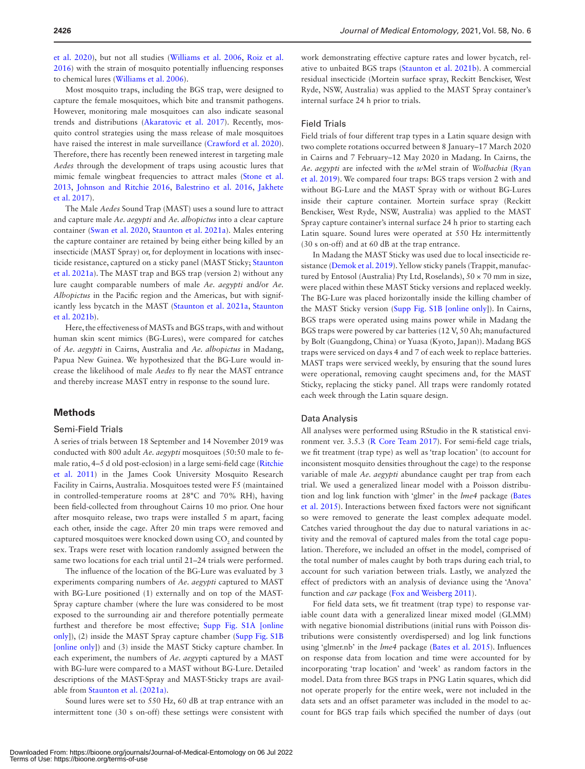et al. 2020), but not all studies (Williams et al. 2006, Roiz et al. 2016) with the strain of mosquito potentially influencing responses to chemical lures (Williams et al. 2006).

Most mosquito traps, including the BGS trap, were designed to capture the female mosquitoes, which bite and transmit pathogens. However, monitoring male mosquitoes can also indicate seasonal trends and distributions (Akaratovic et al. 2017). Recently, mosquito control strategies using the mass release of male mosquitoes have raised the interest in male surveillance (Crawford et al. 2020). Therefore, there has recently been renewed interest in targeting male *Aedes* through the development of traps using acoustic lures that mimic female wingbeat frequencies to attract males (Stone et al. 2013, Johnson and Ritchie 2016, Balestrino et al. 2016, Jakhete et al. 2017).

The Male *Aedes* Sound Trap (MAST) uses a sound lure to attract and capture male *Ae. aegypti* and *Ae. albopictus* into a clear capture container (Swan et al. 2020, Staunton et al. 2021a). Males entering the capture container are retained by being either being killed by an insecticide (MAST Spray) or, for deployment in locations with insecticide resistance, captured on a sticky panel (MAST Sticky; Staunton et al. 2021a). The MAST trap and BGS trap (version 2) without any lure caught comparable numbers of male *Ae. aegypti* and/or *Ae. Albopictus* in the Pacific region and the Americas, but with significantly less bycatch in the MAST (Staunton et al. 2021a, Staunton et al. 2021b).

Here, the effectiveness of MASTs and BGS traps, with and without human skin scent mimics (BG-Lures), were compared for catches of *Ae. aegypti* in Cairns, Australia and *Ae. albopictus* in Madang, Papua New Guinea. We hypothesized that the BG-Lure would increase the likelihood of male *Aedes* to fly near the MAST entrance and thereby increase MAST entry in response to the sound lure.

## Methods

### Semi-Field Trials

A series of trials between 18 September and 14 November 2019 was conducted with 800 adult *Ae. aegypti* mosquitoes (50:50 male to female ratio, 4–5 d old post-eclosion) in a large semi-field cage (Ritchie et al. 2011) in the James Cook University Mosquito Research Facility in Cairns, Australia. Mosquitoes tested were F5 (maintained in controlled-temperature rooms at 28°C and 70% RH), having been field-collected from throughout Cairns 10 mo prior. One hour after mosquito release, two traps were installed 5 m apart, facing each other, inside the cage. After 20 min traps were removed and captured mosquitoes were knocked down using $CO_2$ and counted by sex. Traps were reset with location randomly assigned between the same two locations for each trial until 21–24 trials were performed.

The influence of the location of the BG-Lure was evaluated by 3 experiments comparing numbers of *Ae. aegypti* captured to MAST with BG-Lure positioned (1) externally and on top of the MAST-Spray capture chamber (where the lure was considered to be most exposed to the surrounding air and therefore potentially permeate furthest and therefore be most effective; Supp Fig. S1A [online only]), (2) inside the MAST Spray capture chamber (Supp Fig. S1B [online only]) and (3) inside the MAST Sticky capture chamber. In each experiment, the numbers of *Ae. aegy*pti captured by a MAST with BG-lure were compared to a MAST without BG-Lure. Detailed descriptions of the MAST-Spray and MAST-Sticky traps are available from Staunton et al. (2021a).

Sound lures were set to 550 Hz, 60 dB at trap entrance with an intermittent tone (30 s on-off) these settings were consistent with work demonstrating effective capture rates and lower bycatch, relative to unbaited BGS traps (Staunton et al. 2021b). A commercial residual insecticide (Mortein surface spray, Reckitt Benckiser, West Ryde, NSW, Australia) was applied to the MAST Spray container's internal surface 24 h prior to trials.

### Field Trials

Field trials of four different trap types in a Latin square design with two complete rotations occurred between 8 January–17 March 2020 in Cairns and 7 February–12 May 2020 in Madang. In Cairns, the *Ae. aegypti* are infected with the *w*Mel strain of *Wolbachia* (Ryan et al. 2019). We compared four traps: BGS traps version 2 with and without BG-Lure and the MAST Spray with or without BG-Lures inside their capture container. Mortein surface spray (Reckitt Benckiser, West Ryde, NSW, Australia) was applied to the MAST Spray capture container's internal surface 24 h prior to starting each Latin square. Sound lures were operated at 550 Hz intermittently (30 s on-off) and at 60 dB at the trap entrance.

In Madang the MAST Sticky was used due to local insecticide resistance (Demok et al. 2019). Yellow sticky panels (Trappit, manufactured by Entosol (Australia) Pty Ltd, Roselands), 50 × 70 mm in size, were placed within these MAST Sticky versions and replaced weekly. The BG-Lure was placed horizontally inside the killing chamber of the MAST Sticky version (Supp Fig. S1B [online only]). In Cairns, BGS traps were operated using mains power while in Madang the BGS traps were powered by car batteries (12 V, 50 Ah; manufactured by Bolt (Guangdong, China) or Yuasa (Kyoto, Japan)). Madang BGS traps were serviced on days 4 and 7 of each week to replace batteries. MAST traps were serviced weekly, by ensuring that the sound lures were operational, removing caught specimens and, for the MAST Sticky, replacing the sticky panel. All traps were randomly rotated each week through the Latin square design.

### Data Analysis

All analyses were performed using RStudio in the R statistical environment ver. 3.5.3 (R Core Team 2017). For semi-field cage trials, we fit treatment (trap type) as well as 'trap location' (to account for inconsistent mosquito densities throughout the cage) to the response variable of male *Ae. aegypti* abundance caught per trap from each trial. We used a generalized linear model with a Poisson distribution and log link function with 'glmer' in the *lme4* package (Bates et al. 2015). Interactions between fixed factors were not significant so were removed to generate the least complex adequate model. Catches varied throughout the day due to natural variations in activity and the removal of captured males from the total cage population. Therefore, we included an offset in the model, comprised of the total number of males caught by both traps during each trial, to account for such variation between trials. Lastly, we analyzed the effect of predictors with an analysis of deviance using the 'Anova' function and *car* package (Fox and Weisberg 2011).

For field data sets, we fit treatment (trap type) to response variable count data with a generalized linear mixed model (GLMM) with negative bionomial distributions (initial runs with Poisson distributions were consistently overdispersed) and log link functions using 'glmer.nb' in the *lme4* package (Bates et al. 2015). Influences on response data from location and time were accounted for by incorporating 'trap location' and 'week' as random factors in the model. Data from three BGS traps in PNG Latin squares, which did not operate properly for the entire week, were not included in the data sets and an offset parameter was included in the model to account for BGS trap fails which specified the number of days (out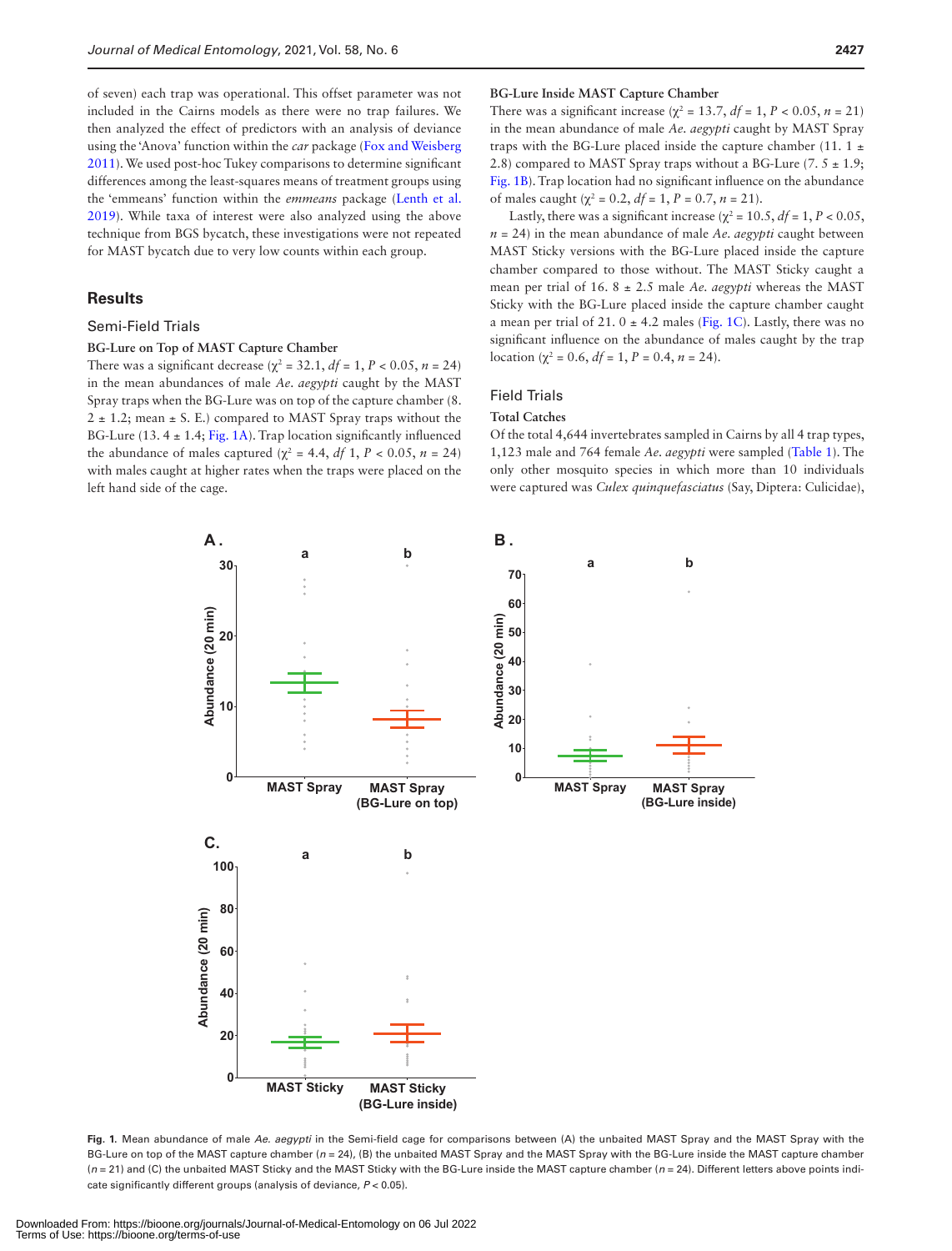of seven) each trap was operational. This offset parameter was not included in the Cairns models as there were no trap failures. We then analyzed the effect of predictors with an analysis of deviance using the 'Anova' function within the *car* package (Fox and Weisberg 2011). We used post-hoc Tukey comparisons to determine significant differences among the least-squares means of treatment groups using the 'emmeans' function within the *emmeans* package (Lenth et al. 2019). While taxa of interest were also analyzed using the above technique from BGS bycatch, these investigations were not repeated for MAST bycatch due to very low counts within each group.

## Results

### Semi-Field Trials

#### BG-Lure on Top of MAST Capture Chamber

There was a significant decrease ($\chi^2 = 32.1$, $df = 1$, $P < 0.05$, $n = 24$) in the mean abundances of male *Ae. aegypti* caught by the MAST Spray traps when the BG-Lure was on top of the capture chamber (8. 2 ± 1.2; mean ± S. E.) compared to MAST Spray traps without the BG-Lure (13. 4 ± 1.4; Fig. 1A). Trap location significantly influenced the abundance of males captured ($\chi^2 = 4.4$, *df* 1, $P < 0.05$, $n = 24$) with males caught at higher rates when the traps were placed on the left hand side of the cage.

#### BG-Lure Inside MAST Capture Chamber

There was a significant increase ($\chi^2 = 13.7$, $df = 1$, $P < 0.05$, $n = 21$) in the mean abundance of male *Ae. aegypti* caught by MAST Spray traps with the BG-Lure placed inside the capture chamber (11. 1 ± 2.8) compared to MAST Spray traps without a BG-Lure (7. 5 ± 1.9; Fig. 1B). Trap location had no significant influence on the abundance of males caught ($\chi^2 = 0.2$, $df = 1$, $P = 0.7$, $n = 21$).

Lastly, there was a significant increase ($\chi^2 = 10.5$, $df = 1$, $P < 0.05$, $n = 24$) in the mean abundance of male *Ae. aegypti* caught between MAST Sticky versions with the BG-Lure placed inside the capture chamber compared to those without. The MAST Sticky caught a mean per trial of 16. 8 ± 2.5 male *Ae. aegypti* whereas the MAST Sticky with the BG-Lure placed inside the capture chamber caught a mean per trial of 21. 0 ± 4.2 males (Fig. 1C). Lastly, there was no significant influence on the abundance of males caught by the trap location ($\chi^2 = 0.6$, $df = 1$, $P = 0.4$, $n = 24$).

### Field Trials

#### Total Catches

Of the total 4,644 invertebrates sampled in Cairns by all 4 trap types, 1,123 male and 764 female *Ae. aegypti* were sampled (Table 1). The only other mosquito species in which more than 10 individuals were captured was *Culex quinquefasciatus* (Say, Diptera: Culicidae),

**Fig. 1.** Mean abundance of male *Ae. aegypti* in the Semi-field cage for comparisons between (A) the unbaited MAST Spray and the MAST Spray with the BG-Lure on top of the MAST capture chamber ($n = 24$), (B) the unbaited MAST Spray and the MAST Spray with the BG-Lure inside the MAST capture chamber ($n = 21$) and (C) the unbaited MAST Sticky and the MAST Sticky with the BG-Lure inside the MAST capture chamber ($n = 24$). Different letters above points indicate significantly different groups (analysis of deviance, $P < 0.05$).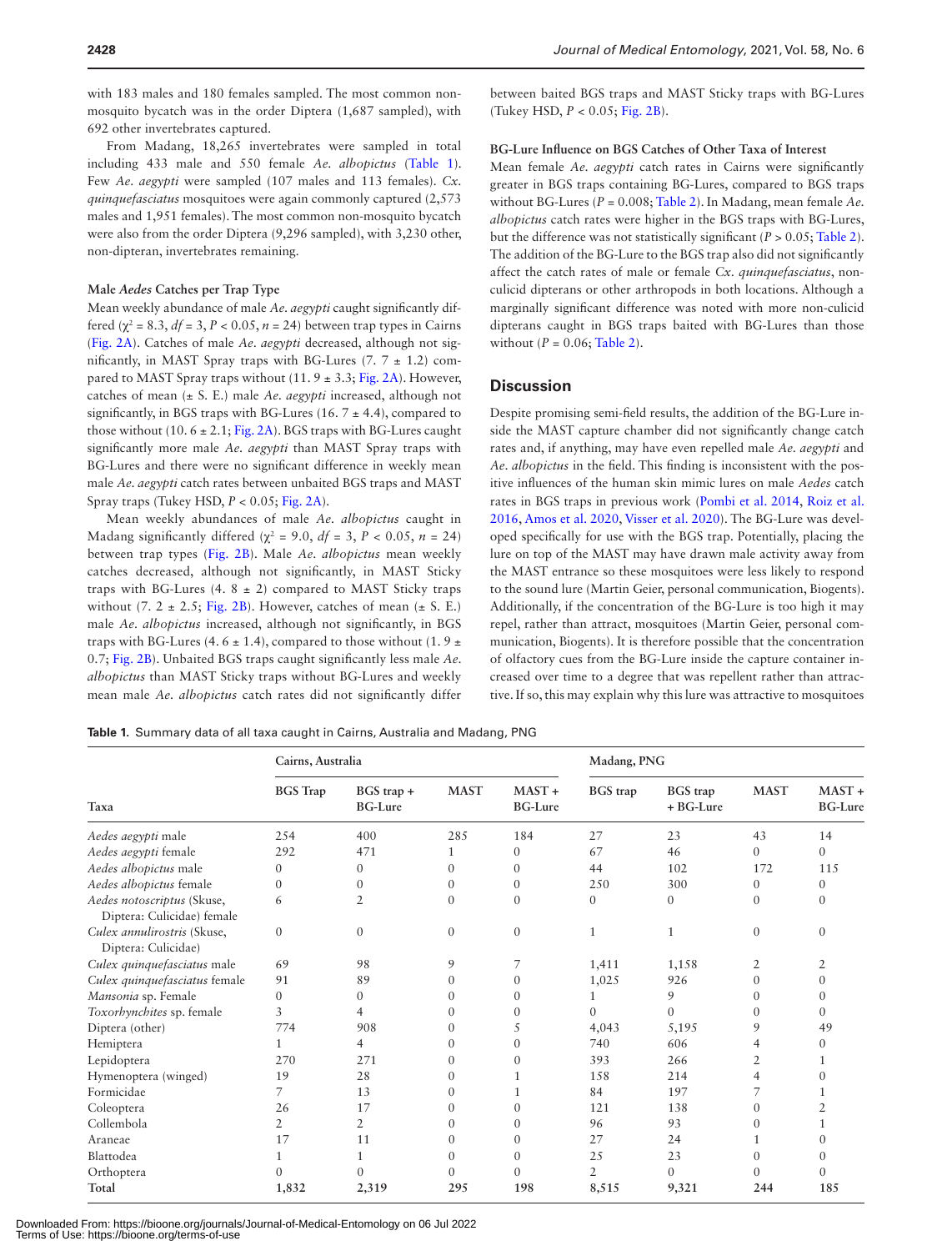with 183 males and 180 females sampled. The most common non-mosquito bycatch was in the order Diptera (1,687 sampled), with 692 other invertebrates captured.

From Madang, 18,265 invertebrates were sampled in total including 433 male and 550 female *Ae. albopictus* (Table 1). Few *Ae. aegypti* were sampled (107 males and 113 females). *Cx. quinquefasciatus* mosquitoes were again commonly captured (2,573 males and 1,951 females). The most common non-mosquito bycatch were also from the order Diptera (9,296 sampled), with 3,230 other, non-dipteran, invertebrates remaining.

### Male *Aedes* Catches per Trap Type

Mean weekly abundance of male *Ae. aegypti* caught significantly differed ($\chi^2 = 8.3$, $df = 3$, $P < 0.05$, $n = 24$) between trap types in Cairns (Fig. 2A). Catches of male *Ae. aegypti* decreased, although not significantly, in MAST Spray traps with BG-Lures (7. 7 ± 1.2) compared to MAST Spray traps without (11. 9 ± 3.3; Fig. 2A). However, catches of mean (± S. E.) male *Ae. aegypti* increased, although not significantly, in BGS traps with BG-Lures (16. 7 ± 4.4), compared to those without (10. 6 ± 2.1; Fig. 2A). BGS traps with BG-Lures caught significantly more male *Ae. aegypti* than MAST Spray traps with BG-Lures and there were no significant difference in weekly mean male *Ae. aegypti* catch rates between unbaited BGS traps and MAST Spray traps (Tukey HSD, $P < 0.05$; Fig. 2A).

Mean weekly abundances of male *Ae. albopictus* caught in Madang significantly differed ($\chi^2 = 9.0$, $df = 3$, $P < 0.05$, $n = 24$) between trap types (Fig. 2B). Male *Ae. albopictus* mean weekly catches decreased, although not significantly, in MAST Sticky traps with BG-Lures (4. 8 ± 2) compared to MAST Sticky traps without (7. 2 ± 2.5; Fig. 2B). However, catches of mean (± S. E.) male *Ae. albopictus* increased, although not significantly, in BGS traps with BG-Lures (4. 6 ± 1.4), compared to those without (1. 9 ± 0.7; Fig. 2B). Unbaited BGS traps caught significantly less male *Ae. albopictus* than MAST Sticky traps without BG-Lures and weekly mean male *Ae. albopictus* catch rates did not significantly differ between baited BGS traps and MAST Sticky traps with BG-Lures (Tukey HSD, $P < 0.05$; Fig. 2B).

### BG-Lure Influence on BGS Catches of Other Taxa of Interest

Mean female *Ae. aegypti* catch rates in Cairns were significantly greater in BGS traps containing BG-Lures, compared to BGS traps without BG-Lures ($P = 0.008$; Table 2). In Madang, mean female *Ae. albopictus* catch rates were higher in the BGS traps with BG-Lures, but the difference was not statistically significant ($P > 0.05$; Table 2). The addition of the BG-Lure to the BGS trap also did not significantly affect the catch rates of male or female *Cx. quinquefasciatus*, non-culicid dipterans or other arthropods in both locations. Although a marginally significant difference was noted with more non-culicid dipterans caught in BGS traps baited with BG-Lures than those without ($P = 0.06$; Table 2).

## Discussion

Despite promising semi-field results, the addition of the BG-Lure inside the MAST capture chamber did not significantly change catch rates and, if anything, may have even repelled male *Ae. aegypti* and *Ae. albopictus* in the field. This finding is inconsistent with the positive influences of the human skin mimic lures on male *Aedes* catch rates in BGS traps in previous work (Pombi et al. 2014, Roiz et al. 2016, Amos et al. 2020, Visser et al. 2020). The BG-Lure was developed specifically for use with the BGS trap. Potentially, placing the lure on top of the MAST may have drawn male activity away from the MAST entrance so these mosquitoes were less likely to respond to the sound lure (Martin Geier, personal communication, Biogents). Additionally, if the concentration of the BG-Lure is too high it may repel, rather than attract, mosquitoes (Martin Geier, personal communication, Biogents). It is therefore possible that the concentration of olfactory cues from the BG-Lure inside the capture container increased over time to a degree that was repellent rather than attractive. If so, this may explain why this lure was attractive to mosquitoes

**Table 1.** Summary data of all taxa caught in Cairns, Australia and Madang, PNG

| Taxa | Cairns, Australia | | | | Madang, PNG | | | |
|---|---|---|---|---|---|---|---|---|
| | BGS Trap | BGS trap + BG-Lure | MAST | MAST + BG-Lure | BGS trap | BGS trap + BG-Lure | MAST | MAST + BG-Lure |
| *Aedes aegypti* male | 254 | 400 | 285 | 184 | 27 | 23 | 43 | 14 |
| *Aedes aegypti* female | 292 | 471 | 1 | 0 | 67 | 46 | 0 | 0 |
| *Aedes albopictus* male | 0 | 0 | 0 | 0 | 44 | 102 | 172 | 115 |
| *Aedes albopictus* female | 0 | 0 | 0 | 0 | 250 | 300 | 0 | 0 |
| *Aedes notoscriptus* (Skuse, Diptera: Culicidae) female | 6 | 2 | 0 | 0 | 0 | 0 | 0 | 0 |
| *Culex annulirostris* (Skuse, Diptera: Culicidae) | 0 | 0 | 0 | 0 | 1 | 1 | 0 | 0 |
| *Culex quinquefasciatus* male | 69 | 98 | 9 | 7 | 1,411 | 1,158 | 2 | 2 |
| *Culex quinquefasciatus* female | 91 | 89 | 0 | 0 | 1,025 | 926 | 0 | 0 |
| *Mansonia* sp. Female | 0 | 0 | 0 | 0 | 1 | 9 | 0 | 0 |
| *Toxorhynchites* sp. female | 3 | 4 | 0 | 0 | 0 | 0 | 0 | 0 |
| Diptera (other) | 774 | 908 | 0 | 5 | 4,043 | 5,195 | 9 | 49 |
| Hemiptera | 1 | 4 | 0 | 0 | 740 | 606 | 4 | 0 |
| Lepidoptera | 270 | 271 | 0 | 0 | 393 | 266 | 2 | 1 |
| Hymenoptera (winged) | 19 | 28 | 0 | 1 | 158 | 214 | 4 | 0 |
| Formicidae | 7 | 13 | 0 | 1 | 84 | 197 | 7 | 1 |
| Coleoptera | 26 | 17 | 0 | 0 | 121 | 138 | 0 | 2 |
| Collembola | 2 | 2 | 0 | 0 | 96 | 93 | 0 | 1 |
| Araneae | 17 | 11 | 0 | 0 | 27 | 24 | 1 | 0 |
| Blattodea | 1 | 1 | 0 | 0 | 25 | 23 | 0 | 0 |
| Orthoptera | 0 | 0 | 0 | 0 | 2 | 0 | 0 | 0 |
| **Total** | **1,832** | **2,319** | **295** | **198** | **8,515** | **9,321** | **244** | **185** |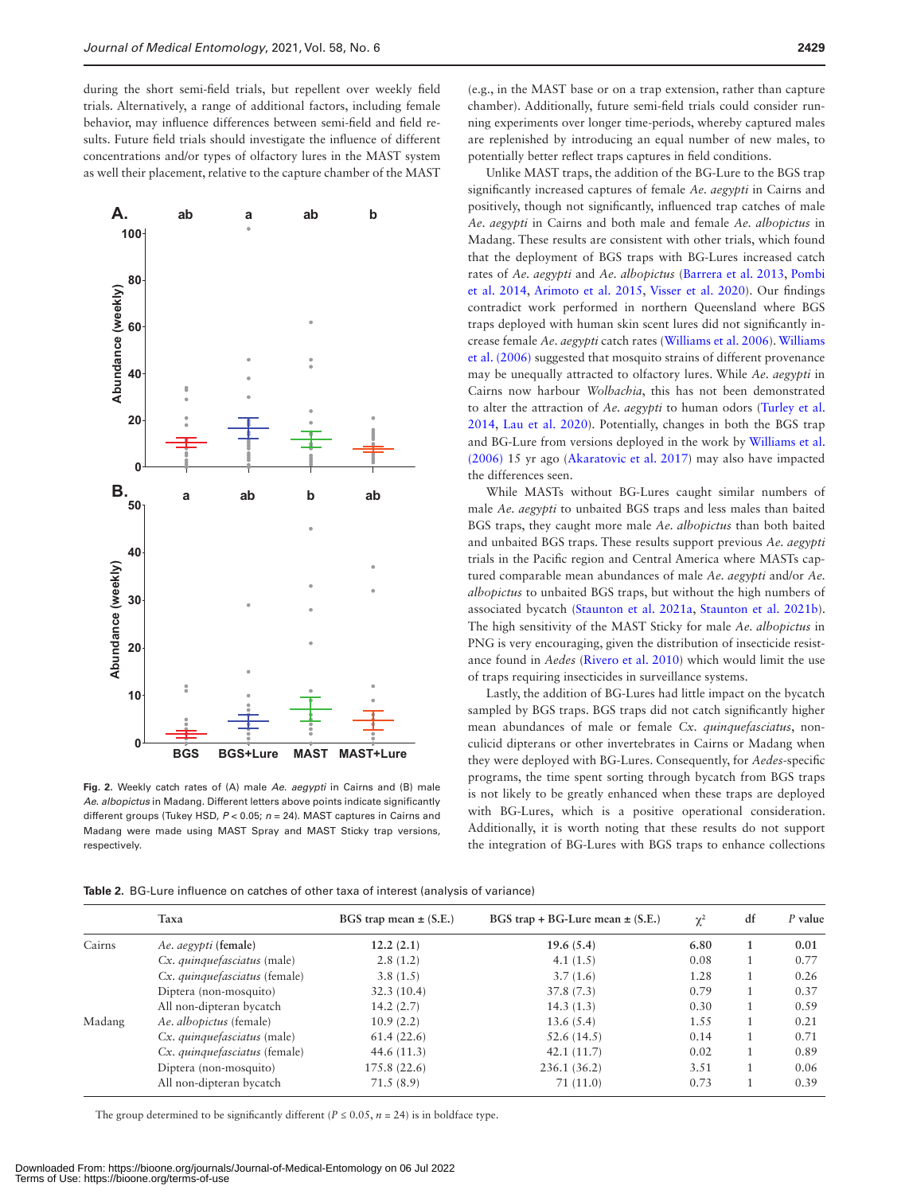during the short semi-field trials, but repellent over weekly field trials. Alternatively, a range of additional factors, including female behavior, may influence differences between semi-field and field results. Future field trials should investigate the influence of different concentrations and/or types of olfactory lures in the MAST system as well their placement, relative to the capture chamber of the MAST (e.g., in the MAST base or on a trap extension, rather than capture chamber). Additionally, future semi-field trials could consider running experiments over longer time-periods, whereby captured males are replenished by introducing an equal number of new males, to potentially better reflect traps captures in field conditions.

**Fig. 2.** Weekly catch rates of (A) male *Ae. aegypti* in Cairns and (B) male *Ae. albopictus* in Madang. Different letters above points indicate significantly different groups (Tukey HSD, $P < 0.05$; $n = 24$). MAST captures in Cairns and Madang were made using MAST Spray and MAST Sticky trap versions, respectively.

Unlike MAST traps, the addition of the BG-Lure to the BGS trap significantly increased captures of female *Ae. aegypti* in Cairns and positively, though not significantly, influenced trap catches of male *Ae. aegypti* in Cairns and both male and female *Ae. albopictus* in Madang. These results are consistent with other trials, which found that the deployment of BGS traps with BG-Lures increased catch rates of *Ae. aegypti* and *Ae. albopictus* (Barrera et al. 2013, Pombi et al. 2014, Arimoto et al. 2015, Visser et al. 2020). Our findings contradict work performed in northern Queensland where BGS traps deployed with human skin scent lures did not significantly increase female *Ae. aegypti* catch rates (Williams et al. 2006). Williams et al. (2006) suggested that mosquito strains of different provenance may be unequally attracted to olfactory lures. While *Ae. aegypti* in Cairns now harbour *Wolbachia*, this has not been demonstrated to alter the attraction of *Ae. aegypti* to human odors (Turley et al. 2014, Lau et al. 2020). Potentially, changes in both the BGS trap and BG-Lure from versions deployed in the work by Williams et al. (2006) 15 yr ago (Akaratovic et al. 2017) may also have impacted the differences seen.

While MASTs without BG-Lures caught similar numbers of male *Ae. aegypti* to unbaited BGS traps and less males than baited BGS traps, they caught more male *Ae. albopictus* than both baited and unbaited BGS traps. These results support previous *Ae. aegypti* trials in the Pacific region and Central America where MASTs captured comparable mean abundances of male *Ae. aegypti* and/or *Ae. albopictus* to unbaited BGS traps, but without the high numbers of associated bycatch (Staunton et al. 2021a, Staunton et al. 2021b). The high sensitivity of the MAST Sticky for male *Ae. albopictus* in PNG is very encouraging, given the distribution of insecticide resistance found in *Aedes* (Rivero et al. 2010) which would limit the use of traps requiring insecticides in surveillance systems.

Lastly, the addition of BG-Lures had little impact on the bycatch sampled by BGS traps. BGS traps did not catch significantly higher mean abundances of male or female *Cx. quinquefasciatus*, non-culicid dipterans or other invertebrates in Cairns or Madang when they were deployed with BG-Lures. Consequently, for *Aedes*-specific programs, the time spent sorting through bycatch from BGS traps is not likely to be greatly enhanced when these traps are deployed with BG-Lures, which is a positive operational consideration. Additionally, it is worth noting that these results do not support the integration of BG-Lures with BGS traps to enhance collections

**Table 2.** BG-Lure influence on catches of other taxa of interest (analysis of variance)

| | Taxa | BGS trap mean ± (S.E.) | BGS trap + BG-Lure mean ± (S.E.) | $\chi^2$ | df | *P* value |
|---|---|---|---|---|---|---|
| Cairns | *Ae. aegypti* **(female)** | **12.2 (2.1)** | **19.6 (5.4)** | **6.80** | **1** | **0.01** |
| | *Cx. quinquefasciatus* (male) | 2.8 (1.2) | 4.1 (1.5) | 0.08 | 1 | 0.77 |
| | *Cx. quinquefasciatus* (female) | 3.8 (1.5) | 3.7 (1.6) | 1.28 | 1 | 0.26 |
| | Diptera (non-mosquito) | 32.3 (10.4) | 37.8 (7.3) | 0.79 | 1 | 0.37 |
| | All non-dipteran bycatch | 14.2 (2.7) | 14.3 (1.3) | 0.30 | 1 | 0.59 |
| Madang | *Ae. albopictus* (female) | 10.9 (2.2) | 13.6 (5.4) | 1.55 | 1 | 0.21 |
| | *Cx. quinquefasciatus* (male) | 61.4 (22.6) | 52.6 (14.5) | 0.14 | 1 | 0.71 |
| | *Cx. quinquefasciatus* (female) | 44.6 (11.3) | 42.1 (11.7) | 0.02 | 1 | 0.89 |
| | Diptera (non-mosquito) | 175.8 (22.6) | 236.1 (36.2) | 3.51 | 1 | 0.06 |
| | All non-dipteran bycatch | 71.5 (8.9) | 71 (11.0) | 0.73 | 1 | 0.39 |

The group determined to be significantly different ($P \leq 0.05$, $n = 24$) is in boldface type.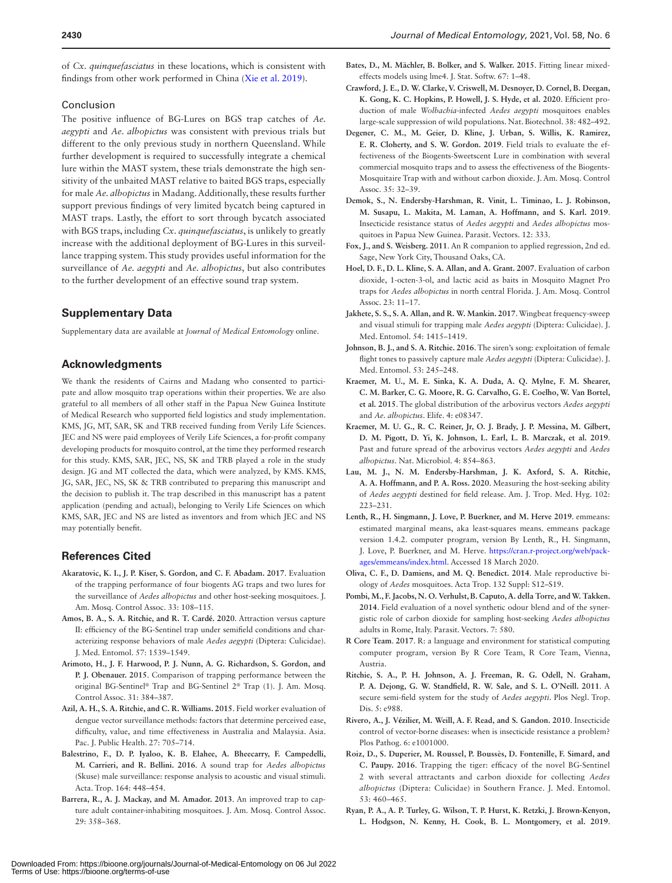of *Cx. quinquefasciatus* in these locations, which is consistent with findings from other work performed in China (Xie et al. 2019).

### Conclusion

The positive influence of BG-Lures on BGS trap catches of *Ae. aegypti* and *Ae. albopictus* was consistent with previous trials but different to the only previous study in northern Queensland. While further development is required to successfully integrate a chemical lure within the MAST system, these trials demonstrate the high sensitivity of the unbaited MAST relative to baited BGS traps, especially for male *Ae. albopictus* in Madang. Additionally, these results further support previous findings of very limited bycatch being captured in MAST traps. Lastly, the effort to sort through bycatch associated with BGS traps, including *Cx. quinquefasciatus*, is unlikely to greatly increase with the additional deployment of BG-Lures in this surveillance trapping system. This study provides useful information for the surveillance of *Ae. aegypti* and *Ae. albopictus*, but also contributes to the further development of an effective sound trap system.

## Supplementary Data

Supplementary data are available at *Journal of Medical Entomology* online.

## Acknowledgments

We thank the residents of Cairns and Madang who consented to participate and allow mosquito trap operations within their properties. We are also grateful to all members of all other staff in the Papua New Guinea Institute of Medical Research who supported field logistics and study implementation. KMS, JG, MT, SAR, SK and TRB received funding from Verily Life Sciences. JEC and NS were paid employees of Verily Life Sciences, a for-profit company developing products for mosquito control, at the time they performed research for this study. KMS, SAR, JEC, NS, SK and TRB played a role in the study design. JG and MT collected the data, which were analyzed, by KMS. KMS, JG, SAR, JEC, NS, SK & TRB contributed to preparing this manuscript and the decision to publish it. The trap described in this manuscript has a patent application (pending and actual), belonging to Verily Life Sciences on which KMS, SAR, JEC and NS are listed as inventors and from which JEC and NS may potentially benefit.

## References Cited

**Akaratovic, K. I., J. P. Kiser, S. Gordon, and C. F. Abadam. 2017**. Evaluation of the trapping performance of four biogents AG traps and two lures for the surveillance of *Aedes albopictus* and other host-seeking mosquitoes. J. Am. Mosq. Control Assoc. 33: 108–115.

**Amos, B. A., S. A. Ritchie, and R. T. Cardé. 2020**. Attraction versus capture II: efficiency of the BG-Sentinel trap under semifield conditions and characterizing response behaviors of male *Aedes aegypti* (Diptera: Culicidae). J. Med. Entomol. 57: 1539–1549.

**Arimoto, H., J. F. Harwood, P. J. Nunn, A. G. Richardson, S. Gordon, and P. J. Obenauer. 2015**. Comparison of trapping performance between the original BG-Sentinel® Trap and BG-Sentinel 2® Trap (1). J. Am. Mosq. Control Assoc. 31: 384–387.

**Azil, A. H., S. A. Ritchie, and C. R. Williams. 2015**. Field worker evaluation of dengue vector surveillance methods: factors that determine perceived ease, difficulty, value, and time effectiveness in Australia and Malaysia. Asia. Pac. J. Public Health. 27: 705–714.

**Balestrino, F., D. P. Iyaloo, K. B. Elahee, A. Bheecarry, F. Campedelli, M. Carrieri, and R. Bellini. 2016**. A sound trap for *Aedes albopictus* (Skuse) male surveillance: response analysis to acoustic and visual stimuli. Acta. Trop. 164: 448–454.

**Barrera, R., A. J. Mackay, and M. Amador. 2013**. An improved trap to capture adult container-inhabiting mosquitoes. J. Am. Mosq. Control Assoc. 29: 358–368.

**Bates, D., M. Mächler, B. Bolker, and S. Walker. 2015**. Fitting linear mixed-effects models using lme4. J. Stat. Softw. 67: 1–48.

**Crawford, J. E., D. W. Clarke, V. Criswell, M. Desnoyer, D. Cornel, B. Deegan, K. Gong, K. C. Hopkins, P. Howell, J. S. Hyde, et al. 2020**. Efficient production of male *Wolbachia*-infected *Aedes aegypti* mosquitoes enables large-scale suppression of wild populations. Nat. Biotechnol. 38: 482–492.

**Degener, C. M., M. Geier, D. Kline, J. Urban, S. Willis, K. Ramirez, E. R. Cloherty, and S. W. Gordon. 2019**. Field trials to evaluate the effectiveness of the Biogents-Sweetscent Lure in combination with several commercial mosquito traps and to assess the effectiveness of the Biogents-Mosquitaire Trap with and without carbon dioxide. J. Am. Mosq. Control Assoc. 35: 32–39.

**Demok, S., N. Endersby-Harshman, R. Vinit, L. Timinao, L. J. Robinson, M. Susapu, L. Makita, M. Laman, A. Hoffmann, and S. Karl. 2019**. Insecticide resistance status of *Aedes aegypti* and *Aedes albopictus* mosquitoes in Papua New Guinea. Parasit. Vectors. 12: 333.

**Fox, J., and S. Weisberg. 2011**. An R companion to applied regression, 2nd ed. Sage, New York City, Thousand Oaks, CA.

**Hoel, D. F., D. L. Kline, S. A. Allan, and A. Grant. 2007**. Evaluation of carbon dioxide, 1-octen-3-ol, and lactic acid as baits in Mosquito Magnet Pro traps for *Aedes albopictus* in north central Florida. J. Am. Mosq. Control Assoc. 23: 11–17.

**Jakhete, S. S., S. A. Allan, and R. W. Mankin. 2017**. Wingbeat frequency-sweep and visual stimuli for trapping male *Aedes aegypti* (Diptera: Culicidae). J. Med. Entomol. 54: 1415–1419.

**Johnson, B. J., and S. A. Ritchie. 2016**. The siren's song: exploitation of female flight tones to passively capture male *Aedes aegypti* (Diptera: Culicidae). J. Med. Entomol. 53: 245–248.

**Kraemer, M. U., M. E. Sinka, K. A. Duda, A. Q. Mylne, F. M. Shearer, C. M. Barker, C. G. Moore, R. G. Carvalho, G. E. Coelho, W. Van Bortel, et al. 2015**. The global distribution of the arbovirus vectors *Aedes aegypti* and *Ae. albopictus*. Elife. 4: e08347.

**Kraemer, M. U. G., R. C. Reiner, Jr, O. J. Brady, J. P. Messina, M. Gilbert, D. M. Pigott, D. Yi, K. Johnson, L. Earl, L. B. Marczak, et al. 2019**. Past and future spread of the arbovirus vectors *Aedes aegypti* and *Aedes albopictus*. Nat. Microbiol. 4: 854–863.

**Lau, M. J., N. M. Endersby-Harshman, J. K. Axford, S. A. Ritchie, A. A. Hoffmann, and P. A. Ross. 2020**. Measuring the host-seeking ability of *Aedes aegypti* destined for field release. Am. J. Trop. Med. Hyg. 102: 223–231.

**Lenth, R., H. Singmann, J. Love, P. Buerkner, and M. Herve 2019**. emmeans: estimated marginal means, aka least-squares means. emmeans package version 1.4.2. computer program, version By Lenth, R., H. Singmann, J. Love, P. Buerkner, and M. Herve. https://cran.r-project.org/web/packages/emmeans/index.html. Accessed 18 March 2020.

**Oliva, C. F., D. Damiens, and M. Q. Benedict. 2014**. Male reproductive biology of *Aedes* mosquitoes. Acta Trop. 132 Suppl: S12–S19.

**Pombi, M., F. Jacobs, N. O. Verhulst, B. Caputo, A. della Torre, and W. Takken. 2014**. Field evaluation of a novel synthetic odour blend and of the synergistic role of carbon dioxide for sampling host-seeking *Aedes albopictus* adults in Rome, Italy. Parasit. Vectors. 7: 580.

**R Core Team. 2017**. R: a language and environment for statistical computing computer program, version By R Core Team, R Core Team, Vienna, Austria.

**Ritchie, S. A., P. H. Johnson, A. J. Freeman, R. G. Odell, N. Graham, P. A. Dejong, G. W. Standfield, R. W. Sale, and S. L. O'Neill. 2011**. A secure semi-field system for the study of *Aedes aegypti*. Plos Negl. Trop. Dis. 5: e988.

**Rivero, A., J. Vézilier, M. Weill, A. F. Read, and S. Gandon. 2010**. Insecticide control of vector-borne diseases: when is insecticide resistance a problem? Plos Pathog. 6: e1001000.

**Roiz, D., S. Duperier, M. Roussel, P. Boussès, D. Fontenille, F. Simard, and C. Paupy. 2016**. Trapping the tiger: efficacy of the novel BG-Sentinel 2 with several attractants and carbon dioxide for collecting *Aedes albopictus* (Diptera: Culicidae) in Southern France. J. Med. Entomol. 53: 460–465.

**Ryan, P. A., A. P. Turley, G. Wilson, T. P. Hurst, K. Retzki, J. Brown-Kenyon, L. Hodgson, N. Kenny, H. Cook, B. L. Montgomery, et al. 2019**.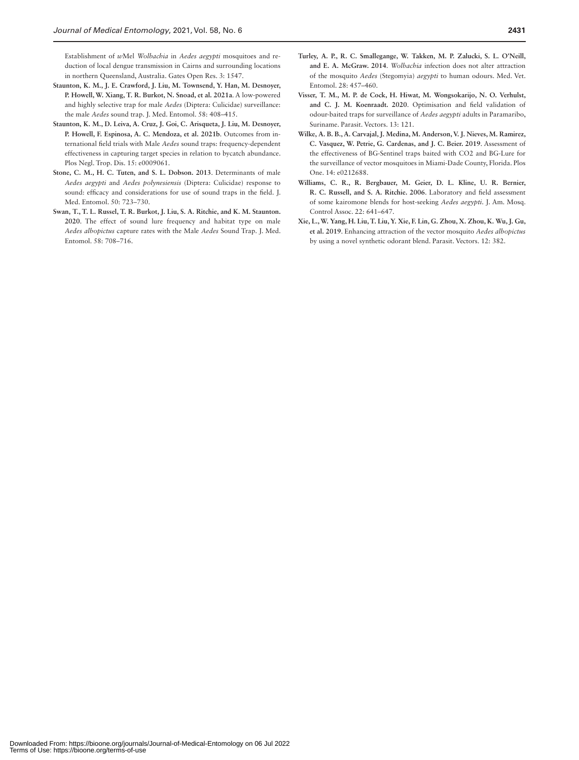Establishment of *w*Mel *Wolbachia* in *Aedes aegypti* mosquitoes and reduction of local dengue transmission in Cairns and surrounding locations in northern Queensland, Australia. Gates Open Res. 3: 1547.

**Staunton, K. M., J. E. Crawford, J. Liu, M. Townsend, Y. Han, M. Desnoyer, P. Howell, W. Xiang, T. R. Burkot, N. Snoad, et al. 2021a**. A low-powered and highly selective trap for male *Aedes* (Diptera: Culicidae) surveillance: the male *Aedes* sound trap. J. Med. Entomol. 58: 408–415.

**Staunton, K. M., D. Leiva, A. Cruz, J. Goi, C. Arisqueta, J. Liu, M. Desnoyer, P. Howell, F. Espinosa, A. C. Mendoza, et al. 2021b**. Outcomes from international field trials with Male *Aedes* sound traps: frequency-dependent effectiveness in capturing target species in relation to bycatch abundance. Plos Negl. Trop. Dis. 15: e0009061.

**Stone, C. M., H. C. Tuten, and S. L. Dobson. 2013**. Determinants of male *Aedes aegypti* and *Aedes polynesiensis* (Diptera: Culicidae) response to sound: efficacy and considerations for use of sound traps in the field. J. Med. Entomol. 50: 723–730.

**Swan, T., T. L. Russel, T. R. Burkot, J. Liu, S. A. Ritchie, and K. M. Staunton. 2020**. The effect of sound lure frequency and habitat type on male *Aedes albopictus* capture rates with the Male *Aedes* Sound Trap. J. Med. Entomol. 58: 708–716.

**Turley, A. P., R. C. Smallegange, W. Takken, M. P. Zalucki, S. L. O'Neill, and E. A. McGraw. 2014**. *Wolbachia* infection does not alter attraction of the mosquito *Aedes* (Stegomyia) *aegypti* to human odours. Med. Vet. Entomol. 28: 457–460.

**Visser, T. M., M. P. de Cock, H. Hiwat, M. Wongsokarijo, N. O. Verhulst, and C. J. M. Koenraadt. 2020**. Optimisation and field validation of odour-baited traps for surveillance of *Aedes aegypti* adults in Paramaribo, Suriname. Parasit. Vectors. 13: 121.

**Wilke, A. B. B., A. Carvajal, J. Medina, M. Anderson, V. J. Nieves, M. Ramirez, C. Vasquez, W. Petrie, G. Cardenas, and J. C. Beier. 2019**. Assessment of the effectiveness of BG-Sentinel traps baited with CO2 and BG-Lure for the surveillance of vector mosquitoes in Miami-Dade County, Florida. Plos One. 14: e0212688.

**Williams, C. R., R. Bergbauer, M. Geier, D. L. Kline, U. R. Bernier, R. C. Russell, and S. A. Ritchie. 2006**. Laboratory and field assessment of some kairomone blends for host-seeking *Aedes aegypti*. J. Am. Mosq. Control Assoc. 22: 641–647.

**Xie, L., W. Yang, H. Liu, T. Liu, Y. Xie, F. Lin, G. Zhou, X. Zhou, K. Wu, J. Gu, et al. 2019**. Enhancing attraction of the vector mosquito *Aedes albopictus* by using a novel synthetic odorant blend. Parasit. Vectors. 12: 382.